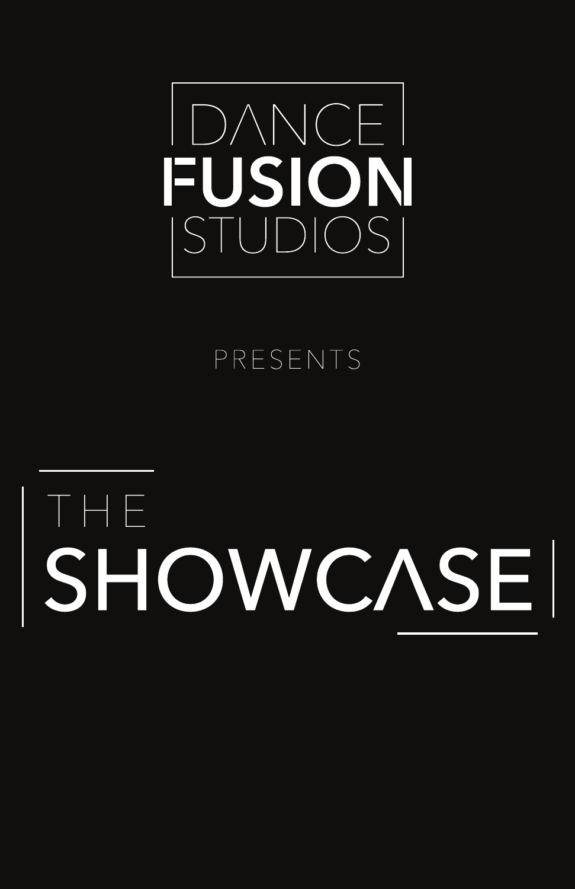DANCE
**FUSION**
STUDIOS

PRESENTS

# THE SHOWCASE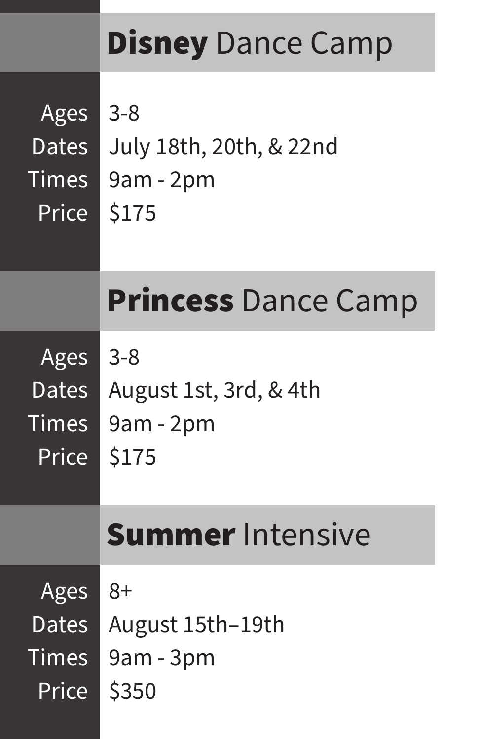## **Disney** Dance Camp

| | |
|---|---|
| Ages | 3-8 |
| Dates | July 18th, 20th, & 22nd |
| Times | 9am - 2pm |
| Price | $175 |

## **Princess** Dance Camp

| | |
|---|---|
| Ages | 3-8 |
| Dates | August 1st, 3rd, & 4th |
| Times | 9am - 2pm |
| Price | $175 |

## **Summer** Intensive

| | |
|---|---|
| Ages | 8+ |
| Dates | August 15th–19th |
| Times | 9am - 3pm |
| Price | $350 |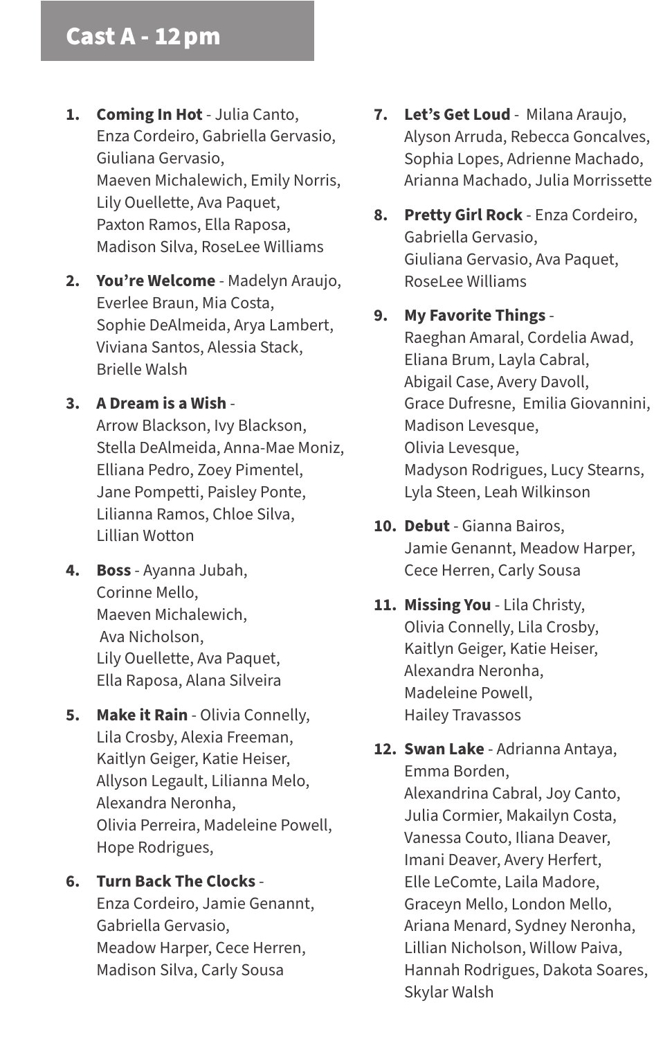## Cast A - 12pm

1. **Coming In Hot** - Julia Canto, Enza Cordeiro, Gabriella Gervasio, Giuliana Gervasio, Maeven Michalewich, Emily Norris, Lily Ouellette, Ava Paquet, Paxton Ramos, Ella Raposa, Madison Silva, RoseLee Williams

2. **You're Welcome** - Madelyn Araujo, Everlee Braun, Mia Costa, Sophie DeAlmeida, Arya Lambert, Viviana Santos, Alessia Stack, Brielle Walsh

3. **A Dream is a Wish** - Arrow Blackson, Ivy Blackson, Stella DeAlmeida, Anna-Mae Moniz, Elliana Pedro, Zoey Pimentel, Jane Pompetti, Paisley Ponte, Lilianna Ramos, Chloe Silva, Lillian Wotton

4. **Boss** - Ayanna Jubah, Corinne Mello, Maeven Michalewich, Ava Nicholson, Lily Ouellette, Ava Paquet, Ella Raposa, Alana Silveira

5. **Make it Rain** - Olivia Connelly, Lila Crosby, Alexia Freeman, Kaitlyn Geiger, Katie Heiser, Allyson Legault, Lilianna Melo, Alexandra Neronha, Olivia Perreira, Madeleine Powell, Hope Rodrigues,

6. **Turn Back The Clocks** - Enza Cordeiro, Jamie Genannt, Gabriella Gervasio, Meadow Harper, Cece Herren, Madison Silva, Carly Sousa

7. **Let's Get Loud** - Milana Araujo, Alyson Arruda, Rebecca Goncalves, Sophia Lopes, Adrienne Machado, Arianna Machado, Julia Morrissette

8. **Pretty Girl Rock** - Enza Cordeiro, Gabriella Gervasio, Giuliana Gervasio, Ava Paquet, RoseLee Williams

9. **My Favorite Things** - Raeghan Amaral, Cordelia Awad, Eliana Brum, Layla Cabral, Abigail Case, Avery Davoll, Grace Dufresne, Emilia Giovannini, Madison Levesque, Olivia Levesque, Madyson Rodrigues, Lucy Stearns, Lyla Steen, Leah Wilkinson

10. **Debut** - Gianna Bairos, Jamie Genannt, Meadow Harper, Cece Herren, Carly Sousa

11. **Missing You** - Lila Christy, Olivia Connelly, Lila Crosby, Kaitlyn Geiger, Katie Heiser, Alexandra Neronha, Madeleine Powell, Hailey Travassos

12. **Swan Lake** - Adrianna Antaya, Emma Borden, Alexandrina Cabral, Joy Canto, Julia Cormier, Makailyn Costa, Vanessa Couto, Iliana Deaver, Imani Deaver, Avery Herfert, Elle LeComte, Laila Madore, Graceyn Mello, London Mello, Ariana Menard, Sydney Neronha, Lillian Nicholson, Willow Paiva, Hannah Rodrigues, Dakota Soares, Skylar Walsh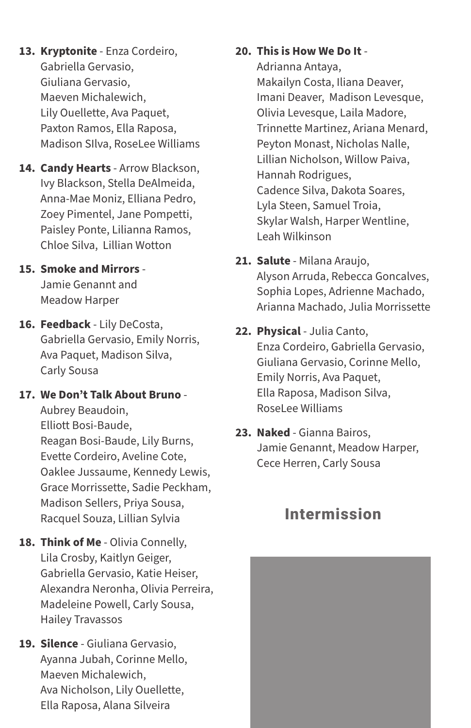13. **Kryptonite** - Enza Cordeiro, Gabriella Gervasio, Giuliana Gervasio, Maeven Michalewich, Lily Ouellette, Ava Paquet, Paxton Ramos, Ella Raposa, Madison SIlva, RoseLee Williams

14. **Candy Hearts** - Arrow Blackson, Ivy Blackson, Stella DeAlmeida, Anna-Mae Moniz, Elliana Pedro, Zoey Pimentel, Jane Pompetti, Paisley Ponte, Lilianna Ramos, Chloe Silva, Lillian Wotton

15. **Smoke and Mirrors** - Jamie Genannt and Meadow Harper

16. **Feedback** - Lily DeCosta, Gabriella Gervasio, Emily Norris, Ava Paquet, Madison Silva, Carly Sousa

17. **We Don't Talk About Bruno** - Aubrey Beaudoin, Elliott Bosi-Baude, Reagan Bosi-Baude, Lily Burns, Evette Cordeiro, Aveline Cote, Oaklee Jussaume, Kennedy Lewis, Grace Morrissette, Sadie Peckham, Madison Sellers, Priya Sousa, Racquel Souza, Lillian Sylvia

18. **Think of Me** - Olivia Connelly, Lila Crosby, Kaitlyn Geiger, Gabriella Gervasio, Katie Heiser, Alexandra Neronha, Olivia Perreira, Madeleine Powell, Carly Sousa, Hailey Travassos

19. **Silence** - Giuliana Gervasio, Ayanna Jubah, Corinne Mello, Maeven Michalewich, Ava Nicholson, Lily Ouellette, Ella Raposa, Alana Silveira

20. **This is How We Do It** - Adrianna Antaya, Makailyn Costa, Iliana Deaver, Imani Deaver, Madison Levesque, Olivia Levesque, Laila Madore, Trinnette Martinez, Ariana Menard, Peyton Monast, Nicholas Nalle, Lillian Nicholson, Willow Paiva, Hannah Rodrigues, Cadence Silva, Dakota Soares, Lyla Steen, Samuel Troia, Skylar Walsh, Harper Wentline, Leah Wilkinson

21. **Salute** - Milana Araujo, Alyson Arruda, Rebecca Goncalves, Sophia Lopes, Adrienne Machado, Arianna Machado, Julia Morrissette

22. **Physical** - Julia Canto, Enza Cordeiro, Gabriella Gervasio, Giuliana Gervasio, Corinne Mello, Emily Norris, Ava Paquet, Ella Raposa, Madison Silva, RoseLee Williams

23. **Naked** - Gianna Bairos, Jamie Genannt, Meadow Harper, Cece Herren, Carly Sousa

## Intermission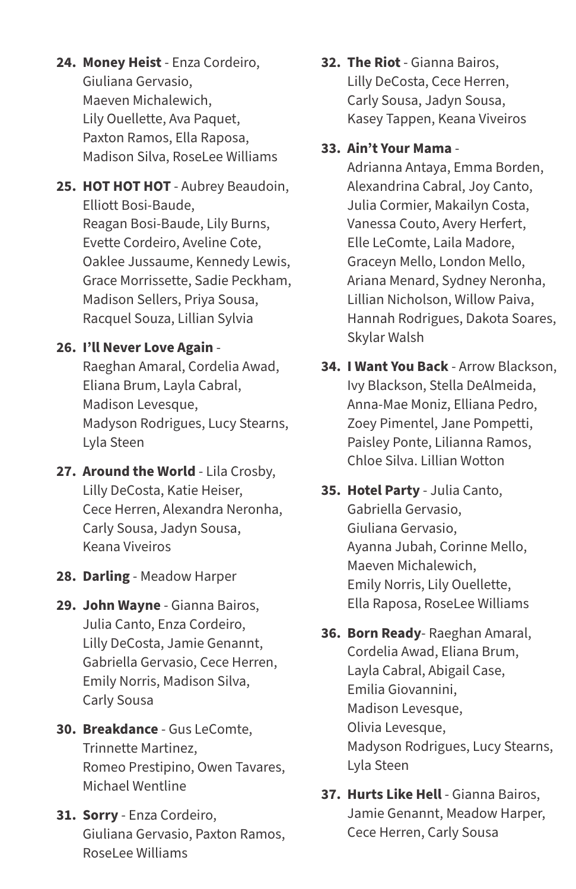24. **Money Heist** - Enza Cordeiro, Giuliana Gervasio, Maeven Michalewich, Lily Ouellette, Ava Paquet, Paxton Ramos, Ella Raposa, Madison Silva, RoseLee Williams
25. **HOT HOT HOT** - Aubrey Beaudoin, Elliott Bosi-Baude, Reagan Bosi-Baude, Lily Burns, Evette Cordeiro, Aveline Cote, Oaklee Jussaume, Kennedy Lewis, Grace Morrissette, Sadie Peckham, Madison Sellers, Priya Sousa, Racquel Souza, Lillian Sylvia
26. **I'll Never Love Again** - Raeghan Amaral, Cordelia Awad, Eliana Brum, Layla Cabral, Madison Levesque, Madyson Rodrigues, Lucy Stearns, Lyla Steen
27. **Around the World** - Lila Crosby, Lilly DeCosta, Katie Heiser, Cece Herren, Alexandra Neronha, Carly Sousa, Jadyn Sousa, Keana Viveiros
28. **Darling** - Meadow Harper
29. **John Wayne** - Gianna Bairos, Julia Canto, Enza Cordeiro, Lilly DeCosta, Jamie Genannt, Gabriella Gervasio, Cece Herren, Emily Norris, Madison Silva, Carly Sousa
30. **Breakdance** - Gus LeComte, Trinnette Martinez, Romeo Prestipino, Owen Tavares, Michael Wentline
31. **Sorry** - Enza Cordeiro, Giuliana Gervasio, Paxton Ramos, RoseLee Williams
32. **The Riot** - Gianna Bairos, Lilly DeCosta, Cece Herren, Carly Sousa, Jadyn Sousa, Kasey Tappen, Keana Viveiros
33. **Ain't Your Mama** - Adrianna Antaya, Emma Borden, Alexandrina Cabral, Joy Canto, Julia Cormier, Makailyn Costa, Vanessa Couto, Avery Herfert, Elle LeComte, Laila Madore, Graceyn Mello, London Mello, Ariana Menard, Sydney Neronha, Lillian Nicholson, Willow Paiva, Hannah Rodrigues, Dakota Soares, Skylar Walsh
34. **I Want You Back** - Arrow Blackson, Ivy Blackson, Stella DeAlmeida, Anna-Mae Moniz, Elliana Pedro, Zoey Pimentel, Jane Pompetti, Paisley Ponte, Lilianna Ramos, Chloe Silva. Lillian Wotton
35. **Hotel Party** - Julia Canto, Gabriella Gervasio, Giuliana Gervasio, Ayanna Jubah, Corinne Mello, Maeven Michalewich, Emily Norris, Lily Ouellette, Ella Raposa, RoseLee Williams
36. **Born Ready**- Raeghan Amaral, Cordelia Awad, Eliana Brum, Layla Cabral, Abigail Case, Emilia Giovannini, Madison Levesque, Olivia Levesque, Madyson Rodrigues, Lucy Stearns, Lyla Steen
37. **Hurts Like Hell** - Gianna Bairos, Jamie Genannt, Meadow Harper, Cece Herren, Carly Sousa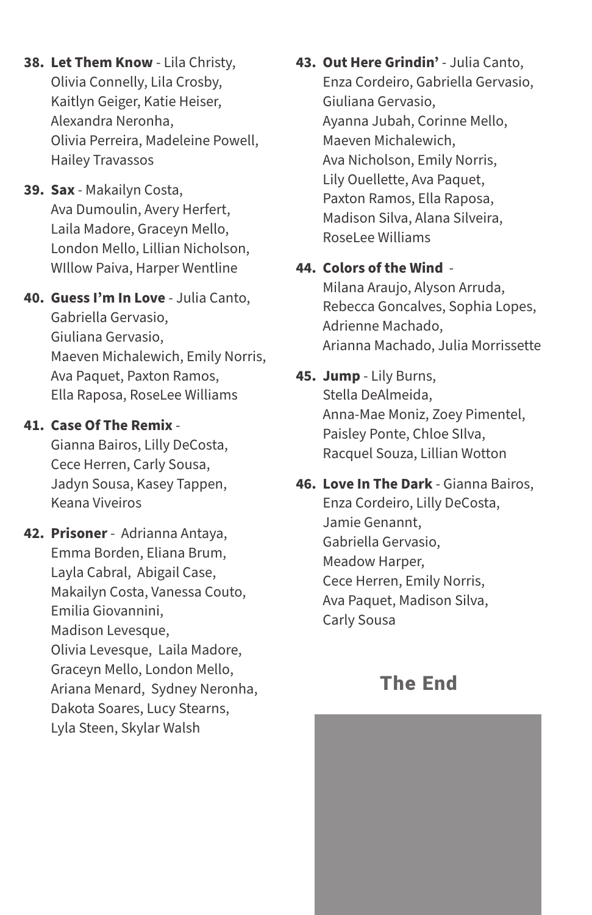38. **Let Them Know** - Lila Christy, Olivia Connelly, Lila Crosby, Kaitlyn Geiger, Katie Heiser, Alexandra Neronha, Olivia Perreira, Madeleine Powell, Hailey Travassos

39. **Sax** - Makailyn Costa, Ava Dumoulin, Avery Herfert, Laila Madore, Graceyn Mello, London Mello, Lillian Nicholson, WIllow Paiva, Harper Wentline

40. **Guess I'm In Love** - Julia Canto, Gabriella Gervasio, Giuliana Gervasio, Maeven Michalewich, Emily Norris, Ava Paquet, Paxton Ramos, Ella Raposa, RoseLee Williams

41. **Case Of The Remix** - Gianna Bairos, Lilly DeCosta, Cece Herren, Carly Sousa, Jadyn Sousa, Kasey Tappen, Keana Viveiros

42. **Prisoner** - Adrianna Antaya, Emma Borden, Eliana Brum, Layla Cabral, Abigail Case, Makailyn Costa, Vanessa Couto, Emilia Giovannini, Madison Levesque, Olivia Levesque, Laila Madore, Graceyn Mello, London Mello, Ariana Menard, Sydney Neronha, Dakota Soares, Lucy Stearns, Lyla Steen, Skylar Walsh

43. **Out Here Grindin'** - Julia Canto, Enza Cordeiro, Gabriella Gervasio, Giuliana Gervasio, Ayanna Jubah, Corinne Mello, Maeven Michalewich, Ava Nicholson, Emily Norris, Lily Ouellette, Ava Paquet, Paxton Ramos, Ella Raposa, Madison Silva, Alana Silveira, RoseLee Williams

44. **Colors of the Wind** - Milana Araujo, Alyson Arruda, Rebecca Goncalves, Sophia Lopes, Adrienne Machado, Arianna Machado, Julia Morrissette

45. **Jump** - Lily Burns, Stella DeAlmeida, Anna-Mae Moniz, Zoey Pimentel, Paisley Ponte, Chloe SIlva, Racquel Souza, Lillian Wotton

46. **Love In The Dark** - Gianna Bairos, Enza Cordeiro, Lilly DeCosta, Jamie Genannt, Gabriella Gervasio, Meadow Harper, Cece Herren, Emily Norris, Ava Paquet, Madison Silva, Carly Sousa

## The End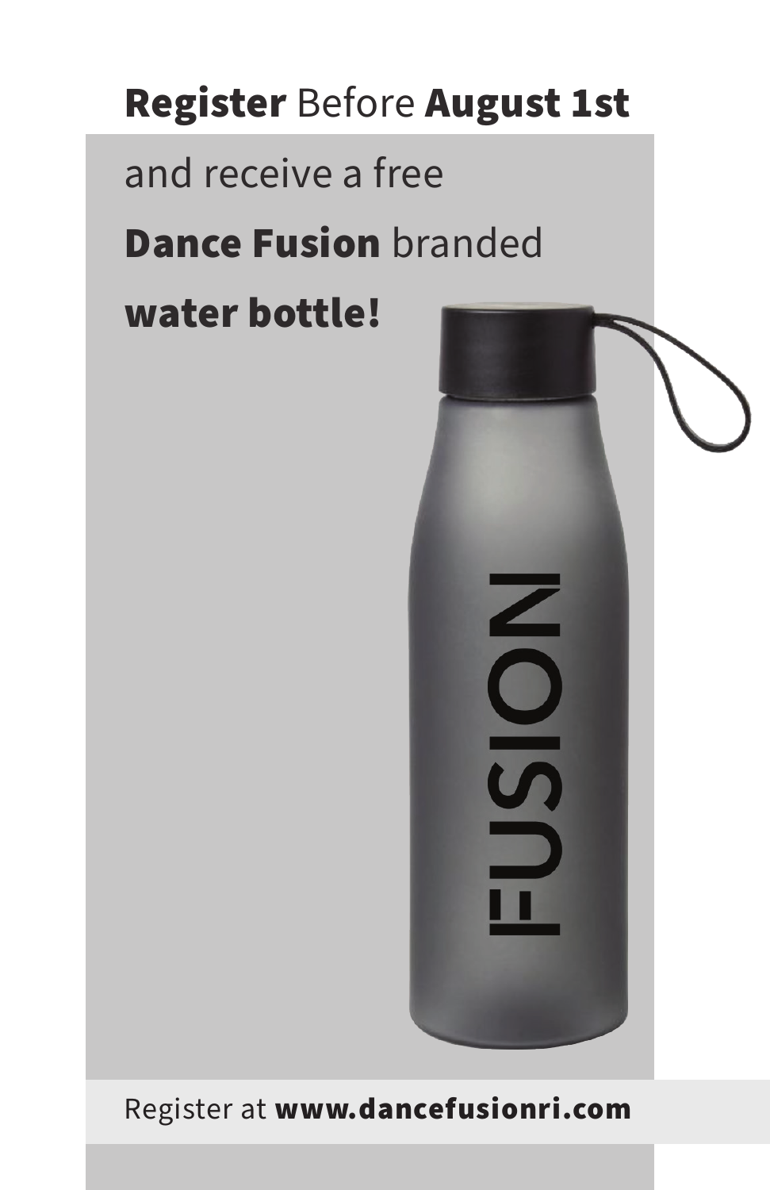**Register** Before **August 1st**

and receive a free

**Dance Fusion** branded

**water bottle!**

Register at **www.dancefusionri.com**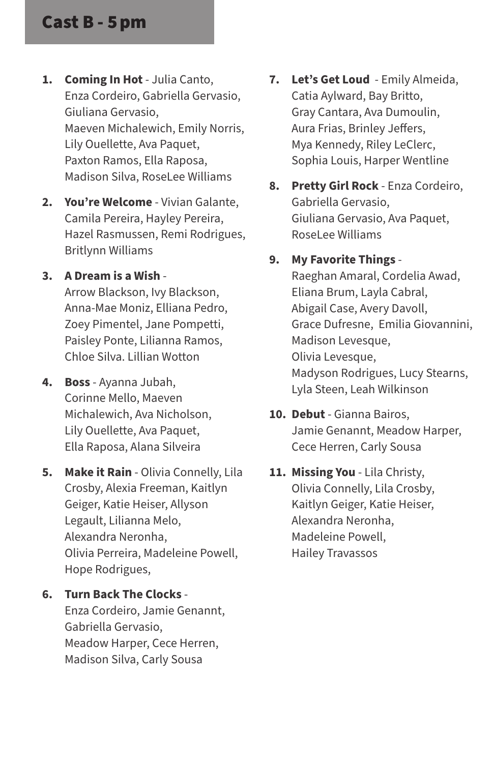## Cast B - 5 pm

1. **Coming In Hot** - Julia Canto, Enza Cordeiro, Gabriella Gervasio, Giuliana Gervasio, Maeven Michalewich, Emily Norris, Lily Ouellette, Ava Paquet, Paxton Ramos, Ella Raposa, Madison Silva, RoseLee Williams
2. **You're Welcome** - Vivian Galante, Camila Pereira, Hayley Pereira, Hazel Rasmussen, Remi Rodrigues, Britlynn Williams
3. **A Dream is a Wish** - Arrow Blackson, Ivy Blackson, Anna-Mae Moniz, Elliana Pedro, Zoey Pimentel, Jane Pompetti, Paisley Ponte, Lilianna Ramos, Chloe Silva. Lillian Wotton
4. **Boss** - Ayanna Jubah, Corinne Mello, Maeven Michalewich, Ava Nicholson, Lily Ouellette, Ava Paquet, Ella Raposa, Alana Silveira
5. **Make it Rain** - Olivia Connelly, Lila Crosby, Alexia Freeman, Kaitlyn Geiger, Katie Heiser, Allyson Legault, Lilianna Melo, Alexandra Neronha, Olivia Perreira, Madeleine Powell, Hope Rodrigues,
6. **Turn Back The Clocks** - Enza Cordeiro, Jamie Genannt, Gabriella Gervasio, Meadow Harper, Cece Herren, Madison Silva, Carly Sousa
7. **Let's Get Loud** - Emily Almeida, Catia Aylward, Bay Britto, Gray Cantara, Ava Dumoulin, Aura Frias, Brinley Jeffers, Mya Kennedy, Riley LeClerc, Sophia Louis, Harper Wentline
8. **Pretty Girl Rock** - Enza Cordeiro, Gabriella Gervasio, Giuliana Gervasio, Ava Paquet, RoseLee Williams
9. **My Favorite Things** - Raeghan Amaral, Cordelia Awad, Eliana Brum, Layla Cabral, Abigail Case, Avery Davoll, Grace Dufresne, Emilia Giovannini, Madison Levesque, Olivia Levesque, Madyson Rodrigues, Lucy Stearns, Lyla Steen, Leah Wilkinson
10. **Debut** - Gianna Bairos, Jamie Genannt, Meadow Harper, Cece Herren, Carly Sousa
11. **Missing You** - Lila Christy, Olivia Connelly, Lila Crosby, Kaitlyn Geiger, Katie Heiser, Alexandra Neronha, Madeleine Powell, Hailey Travassos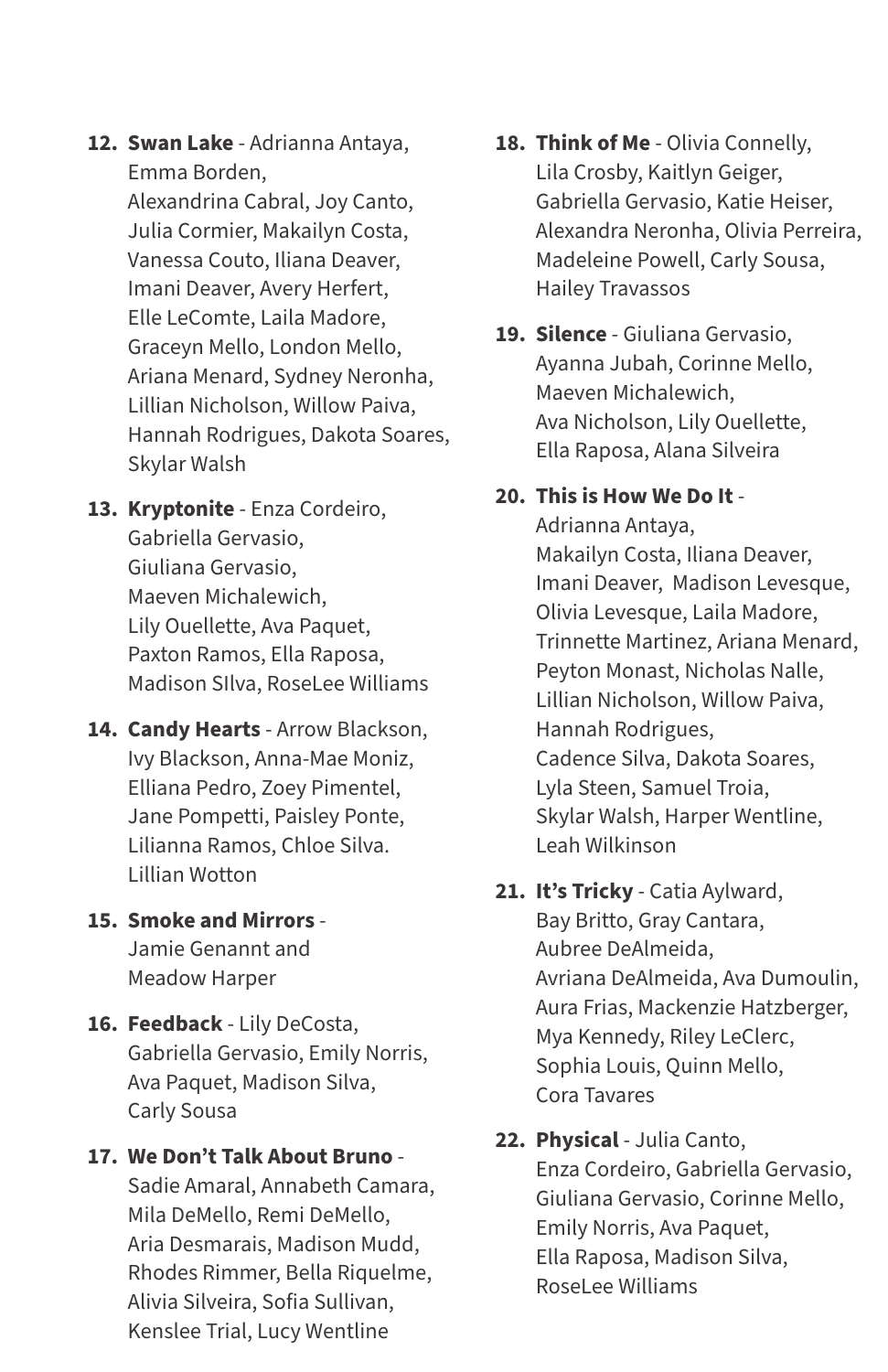12. **Swan Lake** - Adrianna Antaya, Emma Borden, Alexandrina Cabral, Joy Canto, Julia Cormier, Makailyn Costa, Vanessa Couto, Iliana Deaver, Imani Deaver, Avery Herfert, Elle LeComte, Laila Madore, Graceyn Mello, London Mello, Ariana Menard, Sydney Neronha, Lillian Nicholson, Willow Paiva, Hannah Rodrigues, Dakota Soares, Skylar Walsh
13. **Kryptonite** - Enza Cordeiro, Gabriella Gervasio, Giuliana Gervasio, Maeven Michalewich, Lily Ouellette, Ava Paquet, Paxton Ramos, Ella Raposa, Madison SIlva, RoseLee Williams
14. **Candy Hearts** - Arrow Blackson, Ivy Blackson, Anna-Mae Moniz, Elliana Pedro, Zoey Pimentel, Jane Pompetti, Paisley Ponte, Lilianna Ramos, Chloe Silva. Lillian Wotton
15. **Smoke and Mirrors** - Jamie Genannt and Meadow Harper
16. **Feedback** - Lily DeCosta, Gabriella Gervasio, Emily Norris, Ava Paquet, Madison Silva, Carly Sousa
17. **We Don't Talk About Bruno** - Sadie Amaral, Annabeth Camara, Mila DeMello, Remi DeMello, Aria Desmarais, Madison Mudd, Rhodes Rimmer, Bella Riquelme, Alivia Silveira, Sofia Sullivan, Kenslee Trial, Lucy Wentline
18. **Think of Me** - Olivia Connelly, Lila Crosby, Kaitlyn Geiger, Gabriella Gervasio, Katie Heiser, Alexandra Neronha, Olivia Perreira, Madeleine Powell, Carly Sousa, Hailey Travassos
19. **Silence** - Giuliana Gervasio, Ayanna Jubah, Corinne Mello, Maeven Michalewich, Ava Nicholson, Lily Ouellette, Ella Raposa, Alana Silveira
20. **This is How We Do It** - Adrianna Antaya, Makailyn Costa, Iliana Deaver, Imani Deaver, Madison Levesque, Olivia Levesque, Laila Madore, Trinnette Martinez, Ariana Menard, Peyton Monast, Nicholas Nalle, Lillian Nicholson, Willow Paiva, Hannah Rodrigues, Cadence Silva, Dakota Soares, Lyla Steen, Samuel Troia, Skylar Walsh, Harper Wentline, Leah Wilkinson
21. **It's Tricky** - Catia Aylward, Bay Britto, Gray Cantara, Aubree DeAlmeida, Avriana DeAlmeida, Ava Dumoulin, Aura Frias, Mackenzie Hatzberger, Mya Kennedy, Riley LeClerc, Sophia Louis, Quinn Mello, Cora Tavares
22. **Physical** - Julia Canto, Enza Cordeiro, Gabriella Gervasio, Giuliana Gervasio, Corinne Mello, Emily Norris, Ava Paquet, Ella Raposa, Madison Silva, RoseLee Williams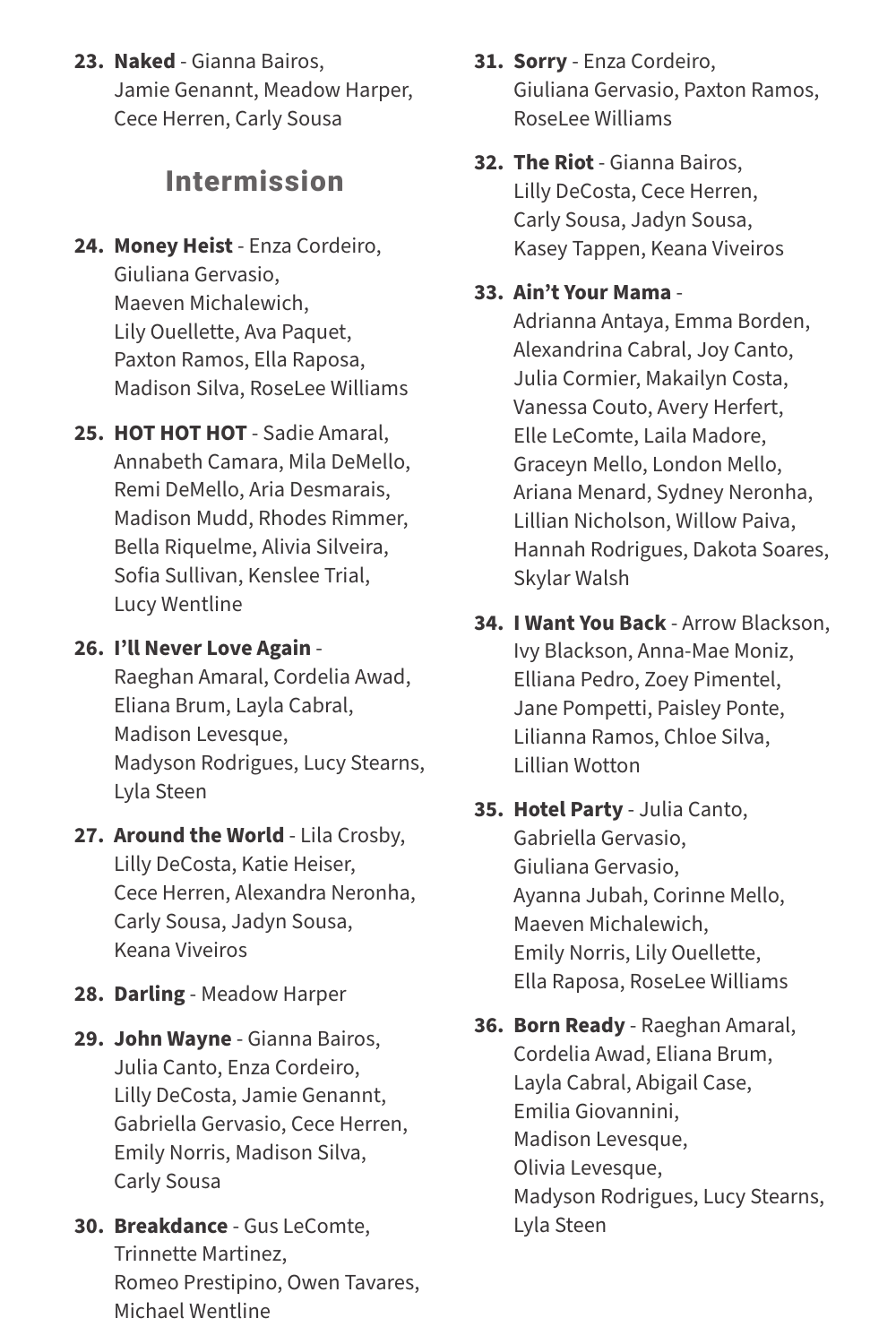23. **Naked** - Gianna Bairos, Jamie Genannt, Meadow Harper, Cece Herren, Carly Sousa

## Intermission

24. **Money Heist** - Enza Cordeiro, Giuliana Gervasio, Maeven Michalewich, Lily Ouellette, Ava Paquet, Paxton Ramos, Ella Raposa, Madison Silva, RoseLee Williams
25. **HOT HOT HOT** - Sadie Amaral, Annabeth Camara, Mila DeMello, Remi DeMello, Aria Desmarais, Madison Mudd, Rhodes Rimmer, Bella Riquelme, Alivia Silveira, Sofia Sullivan, Kenslee Trial, Lucy Wentline
26. **I'll Never Love Again** - Raeghan Amaral, Cordelia Awad, Eliana Brum, Layla Cabral, Madison Levesque, Madyson Rodrigues, Lucy Stearns, Lyla Steen
27. **Around the World** - Lila Crosby, Lilly DeCosta, Katie Heiser, Cece Herren, Alexandra Neronha, Carly Sousa, Jadyn Sousa, Keana Viveiros
28. **Darling** - Meadow Harper
29. **John Wayne** - Gianna Bairos, Julia Canto, Enza Cordeiro, Lilly DeCosta, Jamie Genannt, Gabriella Gervasio, Cece Herren, Emily Norris, Madison Silva, Carly Sousa
30. **Breakdance** - Gus LeComte, Trinnette Martinez, Romeo Prestipino, Owen Tavares, Michael Wentline
31. **Sorry** - Enza Cordeiro, Giuliana Gervasio, Paxton Ramos, RoseLee Williams
32. **The Riot** - Gianna Bairos, Lilly DeCosta, Cece Herren, Carly Sousa, Jadyn Sousa, Kasey Tappen, Keana Viveiros
33. **Ain't Your Mama** - Adrianna Antaya, Emma Borden, Alexandrina Cabral, Joy Canto, Julia Cormier, Makailyn Costa, Vanessa Couto, Avery Herfert, Elle LeComte, Laila Madore, Graceyn Mello, London Mello, Ariana Menard, Sydney Neronha, Lillian Nicholson, Willow Paiva, Hannah Rodrigues, Dakota Soares, Skylar Walsh
34. **I Want You Back** - Arrow Blackson, Ivy Blackson, Anna-Mae Moniz, Elliana Pedro, Zoey Pimentel, Jane Pompetti, Paisley Ponte, Lilianna Ramos, Chloe Silva, Lillian Wotton
35. **Hotel Party** - Julia Canto, Gabriella Gervasio, Giuliana Gervasio, Ayanna Jubah, Corinne Mello, Maeven Michalewich, Emily Norris, Lily Ouellette, Ella Raposa, RoseLee Williams
36. **Born Ready** - Raeghan Amaral, Cordelia Awad, Eliana Brum, Layla Cabral, Abigail Case, Emilia Giovannini, Madison Levesque, Olivia Levesque, Madyson Rodrigues, Lucy Stearns, Lyla Steen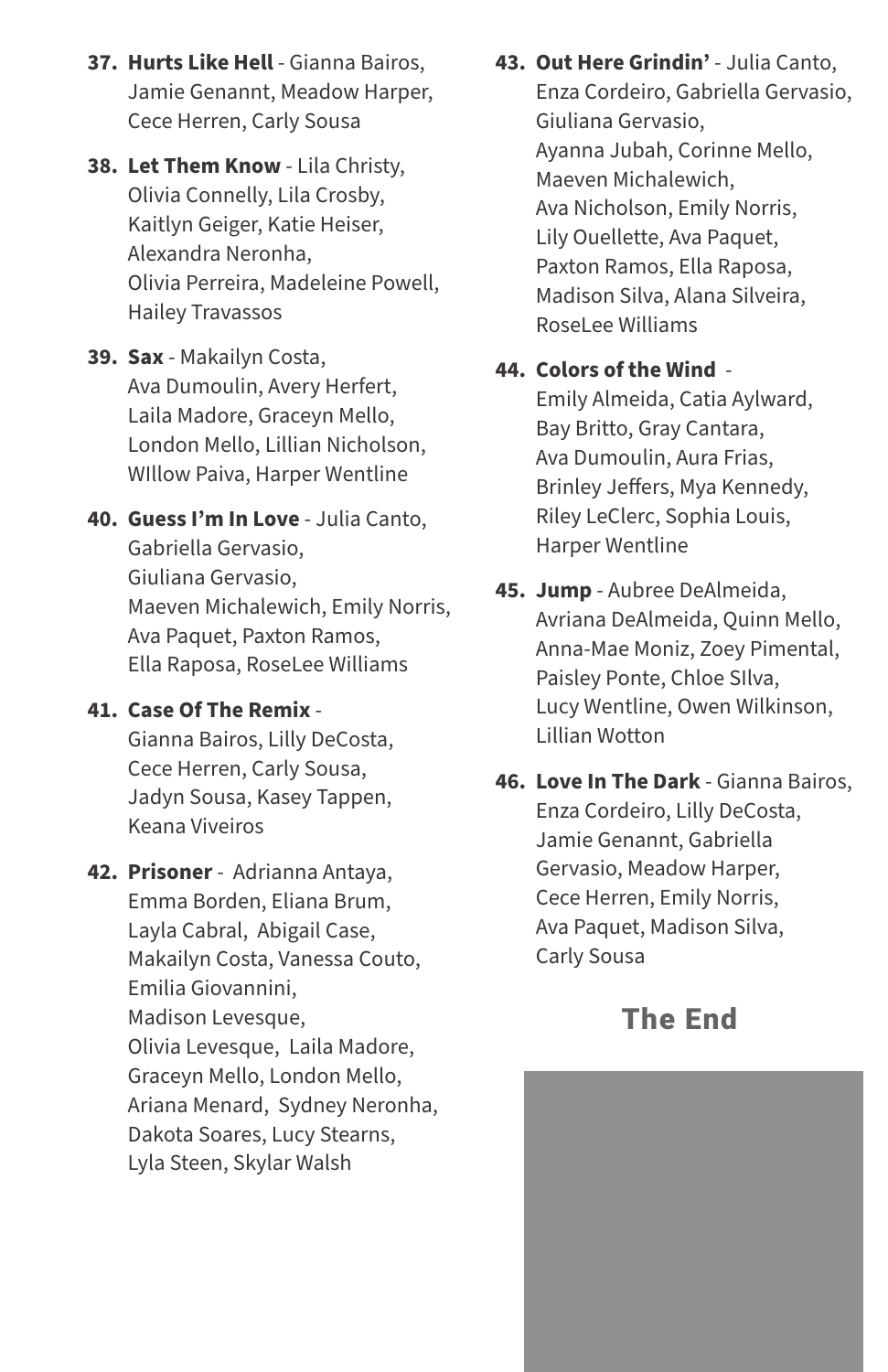37. **Hurts Like Hell** - Gianna Bairos, Jamie Genannt, Meadow Harper, Cece Herren, Carly Sousa

38. **Let Them Know** - Lila Christy, Olivia Connelly, Lila Crosby, Kaitlyn Geiger, Katie Heiser, Alexandra Neronha, Olivia Perreira, Madeleine Powell, Hailey Travassos

39. **Sax** - Makailyn Costa, Ava Dumoulin, Avery Herfert, Laila Madore, Graceyn Mello, London Mello, Lillian Nicholson, WIllow Paiva, Harper Wentline

40. **Guess I'm In Love** - Julia Canto, Gabriella Gervasio, Giuliana Gervasio, Maeven Michalewich, Emily Norris, Ava Paquet, Paxton Ramos, Ella Raposa, RoseLee Williams

41. **Case Of The Remix** - Gianna Bairos, Lilly DeCosta, Cece Herren, Carly Sousa, Jadyn Sousa, Kasey Tappen, Keana Viveiros

42. **Prisoner** - Adrianna Antaya, Emma Borden, Eliana Brum, Layla Cabral, Abigail Case, Makailyn Costa, Vanessa Couto, Emilia Giovannini, Madison Levesque, Olivia Levesque, Laila Madore, Graceyn Mello, London Mello, Ariana Menard, Sydney Neronha, Dakota Soares, Lucy Stearns, Lyla Steen, Skylar Walsh

43. **Out Here Grindin'** - Julia Canto, Enza Cordeiro, Gabriella Gervasio, Giuliana Gervasio, Ayanna Jubah, Corinne Mello, Maeven Michalewich, Ava Nicholson, Emily Norris, Lily Ouellette, Ava Paquet, Paxton Ramos, Ella Raposa, Madison Silva, Alana Silveira, RoseLee Williams

44. **Colors of the Wind** - Emily Almeida, Catia Aylward, Bay Britto, Gray Cantara, Ava Dumoulin, Aura Frias, Brinley Jeffers, Mya Kennedy, Riley LeClerc, Sophia Louis, Harper Wentline

45. **Jump** - Aubree DeAlmeida, Avriana DeAlmeida, Quinn Mello, Anna-Mae Moniz, Zoey Pimental, Paisley Ponte, Chloe SIlva, Lucy Wentline, Owen Wilkinson, Lillian Wotton

46. **Love In The Dark** - Gianna Bairos, Enza Cordeiro, Lilly DeCosta, Jamie Genannt, Gabriella Gervasio, Meadow Harper, Cece Herren, Emily Norris, Ava Paquet, Madison Silva, Carly Sousa

## The End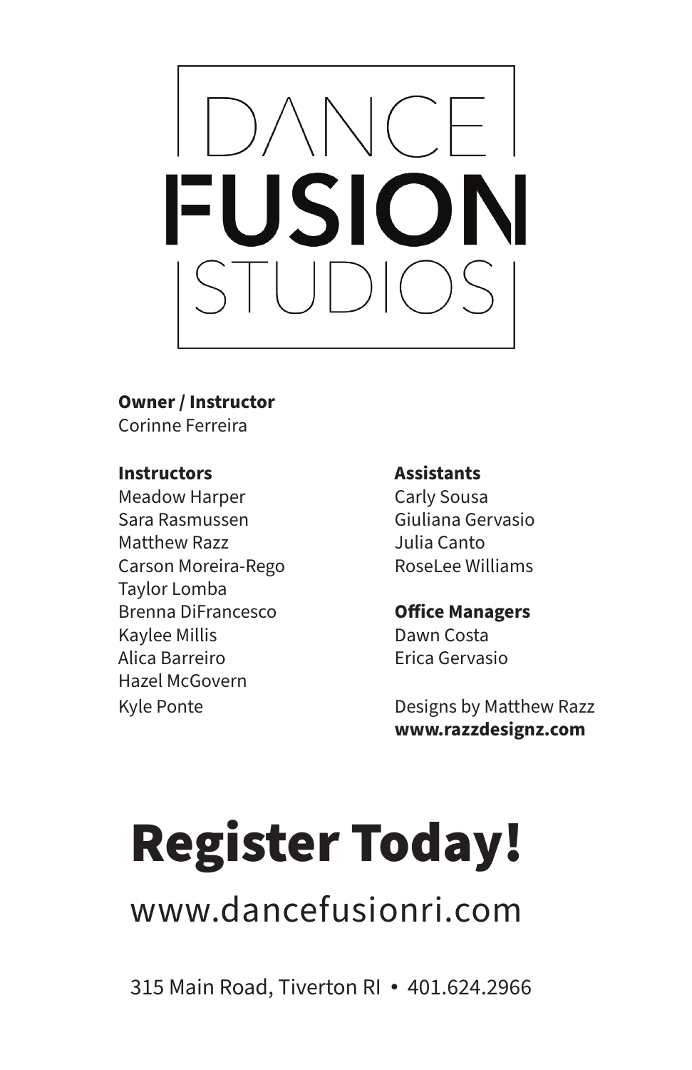# DANCE FUSION STUDIOS

**Owner / Instructor**
Corinne Ferreira

**Instructors**
Meadow Harper
Sara Rasmussen
Matthew Razz
Carson Moreira-Rego
Taylor Lomba
Brenna DiFrancesco
Kaylee Millis
Alica Barreiro
Hazel McGovern
Kyle Ponte

**Assistants**
Carly Sousa
Giuliana Gervasio
Julia Canto
RoseLee Williams

**Office Managers**
Dawn Costa
Erica Gervasio

Designs by Matthew Razz
**www.razzdesignz.com**

# Register Today!

www.dancefusionri.com

315 Main Road, Tiverton RI • 401.624.2966